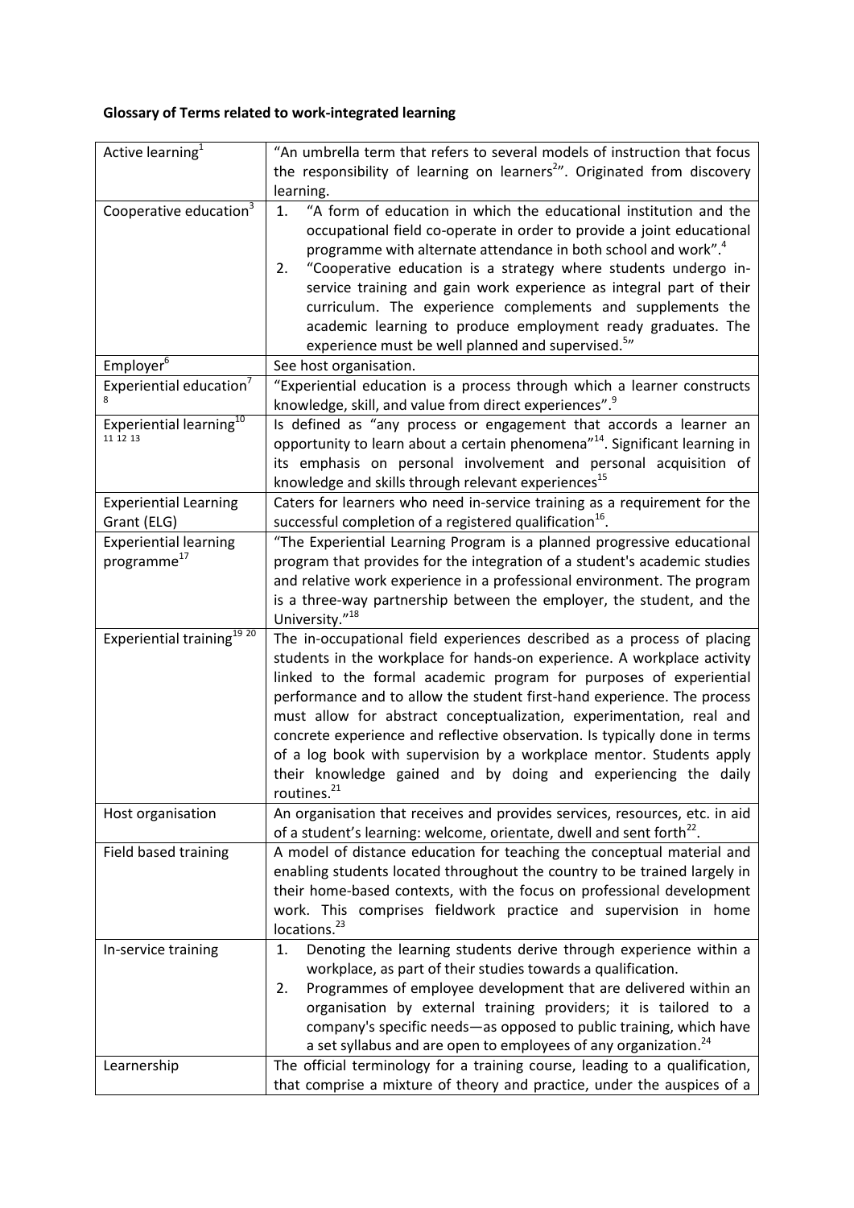**Glossary of Terms related to work-integrated learning**

| Active learning[1] | "An umbrella term that refers to several models of instruction that focus the responsibility of learning on learners[2]". Originated from discovery learning. |
|---|---|
| Cooperative education[3] | 1. "A form of education in which the educational institution and the occupational field co-operate in order to provide a joint educational programme with alternate attendance in both school and work".[4]<br>2. "Cooperative education is a strategy where students undergo in-service training and gain work experience as integral part of their curriculum. The experience complements and supplements the academic learning to produce employment ready graduates. The experience must be well planned and supervised.[5]" |
| Employer[6] | See host organisation. |
| Experiential education[7] [8] | "Experiential education is a process through which a learner constructs knowledge, skill, and value from direct experiences".[9] |
| Experiential learning[10] [11] [12] [13] | Is defined as "any process or engagement that accords a learner an opportunity to learn about a certain phenomena"[14]. Significant learning in its emphasis on personal involvement and personal acquisition of knowledge and skills through relevant experiences[15] |
| Experiential Learning Grant (ELG) | Caters for learners who need in-service training as a requirement for the successful completion of a registered qualification[16]. |
| Experiential learning programme[17] | "The Experiential Learning Program is a planned progressive educational program that provides for the integration of a student's academic studies and relative work experience in a professional environment. The program is a three-way partnership between the employer, the student, and the University."[18] |
| Experiential training[19] [20] | The in-occupational field experiences described as a process of placing students in the workplace for hands-on experience. A workplace activity linked to the formal academic program for purposes of experiential performance and to allow the student first-hand experience. The process must allow for abstract conceptualization, experimentation, real and concrete experience and reflective observation. Is typically done in terms of a log book with supervision by a workplace mentor. Students apply their knowledge gained and by doing and experiencing the daily routines.[21] |
| Host organisation | An organisation that receives and provides services, resources, etc. in aid of a student's learning: welcome, orientate, dwell and sent forth[22]. |
| Field based training | A model of distance education for teaching the conceptual material and enabling students located throughout the country to be trained largely in their home-based contexts, with the focus on professional development work. This comprises fieldwork practice and supervision in home locations.[23] |
| In-service training | 1. Denoting the learning students derive through experience within a workplace, as part of their studies towards a qualification.<br>2. Programmes of employee development that are delivered within an organisation by external training providers; it is tailored to a company's specific needs—as opposed to public training, which have a set syllabus and are open to employees of any organization.[24] |
| Learnership | The official terminology for a training course, leading to a qualification, that comprise a mixture of theory and practice, under the auspices of a |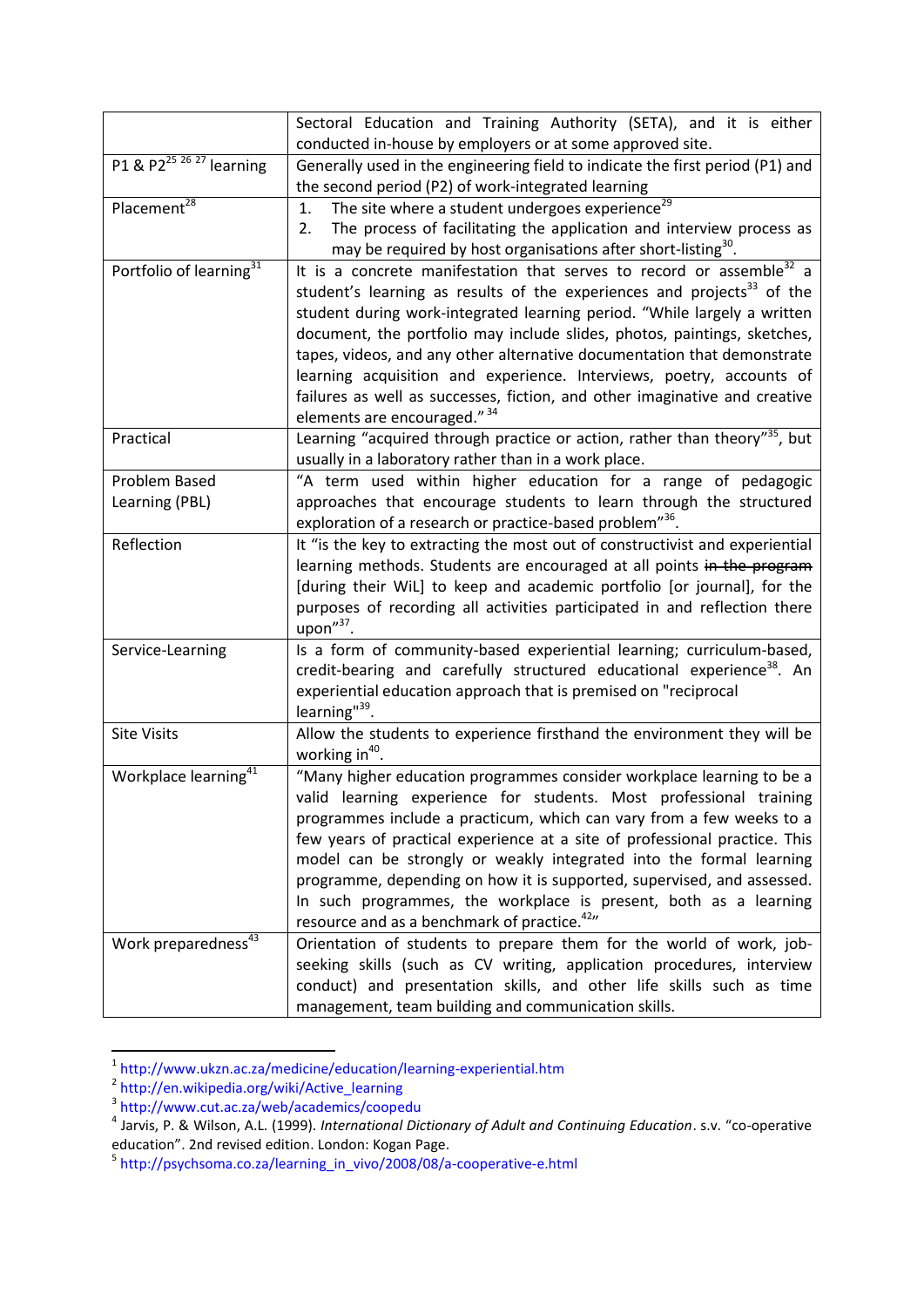| | |
|---|---|
| | Sectoral Education and Training Authority (SETA), and it is either conducted in-house by employers or at some approved site. |
| P1 & P2[25 26 27] learning | Generally used in the engineering field to indicate the first period (P1) and the second period (P2) of work-integrated learning |
| Placement[28] | 1. The site where a student undergoes experience[29] <br> 2. The process of facilitating the application and interview process as may be required by host organisations after short-listing[30]. |
| Portfolio of learning[31] | It is a concrete manifestation that serves to record or assemble[32] a student's learning as results of the experiences and projects[33] of the student during work-integrated learning period. "While largely a written document, the portfolio may include slides, photos, paintings, sketches, tapes, videos, and any other alternative documentation that demonstrate learning acquisition and experience. Interviews, poetry, accounts of failures as well as successes, fiction, and other imaginative and creative elements are encouraged." [34] |
| Practical | Learning "acquired through practice or action, rather than theory"[35], but usually in a laboratory rather than in a work place. |
| Problem Based Learning (PBL) | "A term used within higher education for a range of pedagogic approaches that encourage students to learn through the structured exploration of a research or practice-based problem"[36]. |
| Reflection | It "is the key to extracting the most out of constructivist and experiential learning methods. Students are encouraged at all points ~~in the program~~ [during their WiL] to keep and academic portfolio [or journal], for the purposes of recording all activities participated in and reflection there upon"[37]. |
| Service-Learning | Is a form of community-based experiential learning; curriculum-based, credit-bearing and carefully structured educational experience[38]. An experiential education approach that is premised on "reciprocal learning"[39]. |
| Site Visits | Allow the students to experience firsthand the environment they will be working in[40]. |
| Workplace learning[41] | "Many higher education programmes consider workplace learning to be a valid learning experience for students. Most professional training programmes include a practicum, which can vary from a few weeks to a few years of practical experience at a site of professional practice. This model can be strongly or weakly integrated into the formal learning programme, depending on how it is supported, supervised, and assessed. In such programmes, the workplace is present, both as a learning resource and as a benchmark of practice.[42]" |
| Work preparedness[43] | Orientation of students to prepare them for the world of work, job-seeking skills (such as CV writing, application procedures, interview conduct) and presentation skills, and other life skills such as time management, team building and communication skills. |

---

[1] http://www.ukzn.ac.za/medicine/education/learning-experiential.htm

[2] http://en.wikipedia.org/wiki/Active_learning

[3] http://www.cut.ac.za/web/academics/coopedu

[4] Jarvis, P. & Wilson, A.L. (1999). *International Dictionary of Adult and Continuing Education*. s.v. "co-operative education". 2nd revised edition. London: Kogan Page.

[5] http://psychsoma.co.za/learning_in_vivo/2008/08/a-cooperative-e.html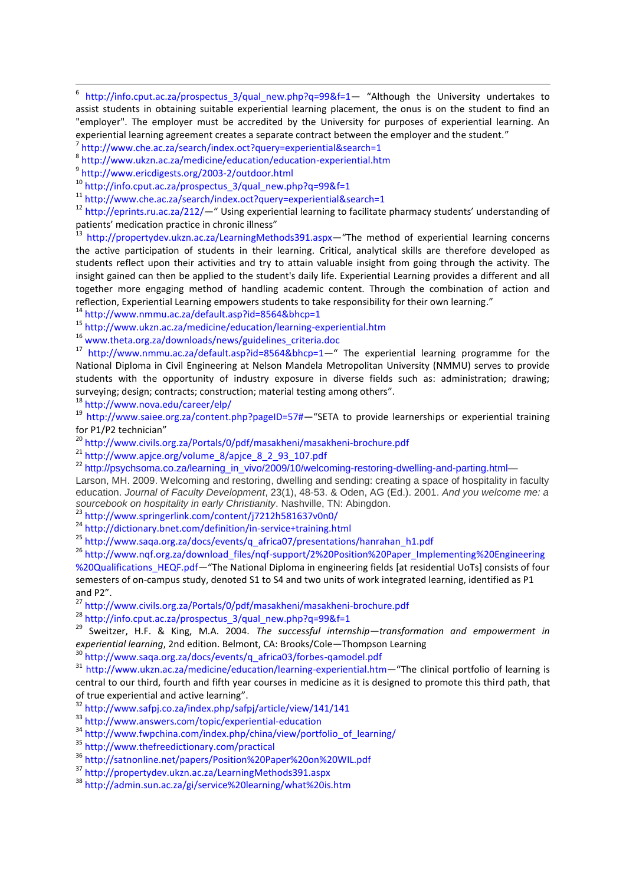[6] http://info.cput.ac.za/prospectus_3/qual_new.php?q=99&f=1— "Although the University undertakes to assist students in obtaining suitable experiential learning placement, the onus is on the student to find an "employer". The employer must be accredited by the University for purposes of experiential learning. An experiential learning agreement creates a separate contract between the employer and the student."

[7] http://www.che.ac.za/search/index.oct?query=experiential&search=1

[8] http://www.ukzn.ac.za/medicine/education/education-experiential.htm

[9] http://www.ericdigests.org/2003-2/outdoor.html

[10] http://info.cput.ac.za/prospectus_3/qual_new.php?q=99&f=1

[11] http://www.che.ac.za/search/index.oct?query=experiential&search=1

[12] http://eprints.ru.ac.za/212/—" Using experiential learning to facilitate pharmacy students' understanding of patients' medication practice in chronic illness"

[13] http://propertydev.ukzn.ac.za/LearningMethods391.aspx—"The method of experiential learning concerns the active participation of students in their learning. Critical, analytical skills are therefore developed as students reflect upon their activities and try to attain valuable insight from going through the activity. The insight gained can then be applied to the student's daily life. Experiential Learning provides a different and all together more engaging method of handling academic content. Through the combination of action and reflection, Experiential Learning empowers students to take responsibility for their own learning."

[14] http://www.nmmu.ac.za/default.asp?id=8564&bhcp=1

[15] http://www.ukzn.ac.za/medicine/education/learning-experiential.htm

[16] www.theta.org.za/downloads/news/guidelines_criteria.doc

[17] http://www.nmmu.ac.za/default.asp?id=8564&bhcp=1—" The experiential learning programme for the National Diploma in Civil Engineering at Nelson Mandela Metropolitan University (NMMU) serves to provide students with the opportunity of industry exposure in diverse fields such as: administration; drawing; surveying; design; contracts; construction; material testing among others".

[18] http://www.nova.edu/career/elp/

[19] http://www.saiee.org.za/content.php?pageID=57#—"SETA to provide learnerships or experiential training for P1/P2 technician"

[20] http://www.civils.org.za/Portals/0/pdf/masakheni/masakheni-brochure.pdf

[21] http://www.apjce.org/volume_8/apjce_8_2_93_107.pdf

[22] http://psychsoma.co.za/learning_in_vivo/2009/10/welcoming-restoring-dwelling-and-parting.html— Larson, MH. 2009. Welcoming and restoring, dwelling and sending: creating a space of hospitality in faculty education. *Journal of Faculty Development*, 23(1), 48-53. & Oden, AG (Ed.). 2001. *And you welcome me: a sourcebook on hospitality in early Christianity*. Nashville, TN: Abingdon.

[23] http://www.springerlink.com/content/j7212h581637v0n0/

[24] http://dictionary.bnet.com/definition/in-service+training.html

[25] http://www.saqa.org.za/docs/events/q_africa07/presentations/hanrahan_h1.pdf

[26] http://www.nqf.org.za/download_files/nqf-support/2%20Position%20Paper_Implementing%20Engineering%20Qualifications_HEQF.pdf—"The National Diploma in engineering fields [at residential UoTs] consists of four semesters of on-campus study, denoted S1 to S4 and two units of work integrated learning, identified as P1 and P2".

[27] http://www.civils.org.za/Portals/0/pdf/masakheni/masakheni-brochure.pdf

[28] http://info.cput.ac.za/prospectus_3/qual_new.php?q=99&f=1

[29] Sweitzer, H.F. & King, M.A. 2004. *The successful internship—transformation and empowerment in experiential learning*, 2nd edition. Belmont, CA: Brooks/Cole—Thompson Learning

[30] http://www.saqa.org.za/docs/events/q_africa03/forbes-qamodel.pdf

[31] http://www.ukzn.ac.za/medicine/education/learning-experiential.htm—"The clinical portfolio of learning is central to our third, fourth and fifth year courses in medicine as it is designed to promote this third path, that of true experiential and active learning".

[32] http://www.safpj.co.za/index.php/safpj/article/view/141/141

[33] http://www.answers.com/topic/experiential-education

[34] http://www.fwpchina.com/index.php/china/view/portfolio_of_learning/

[35] http://www.thefreedictionary.com/practical

[36] http://satnonline.net/papers/Position%20Paper%20on%20WIL.pdf

[37] http://propertydev.ukzn.ac.za/LearningMethods391.aspx

[38] http://admin.sun.ac.za/gi/service%20learning/what%20is.htm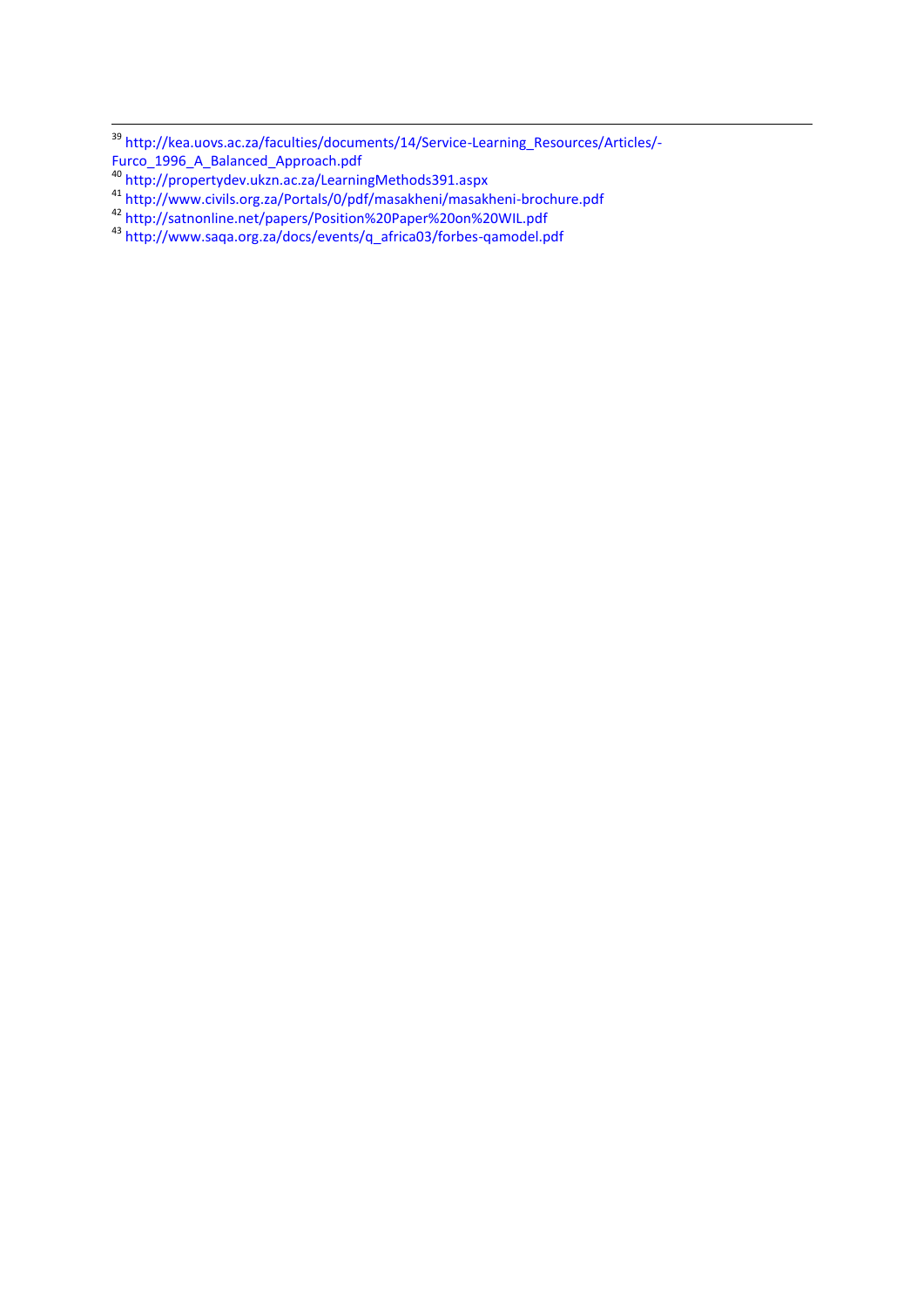[39] http://kea.uovs.ac.za/faculties/documents/14/Service-Learning_Resources/Articles/-Furco_1996_A_Balanced_Approach.pdf

[40] http://propertydev.ukzn.ac.za/LearningMethods391.aspx

[41] http://www.civils.org.za/Portals/0/pdf/masakheni/masakheni-brochure.pdf

[42] http://satnonline.net/papers/Position%20Paper%20on%20WIL.pdf

[43] http://www.saqa.org.za/docs/events/q_africa03/forbes-qamodel.pdf